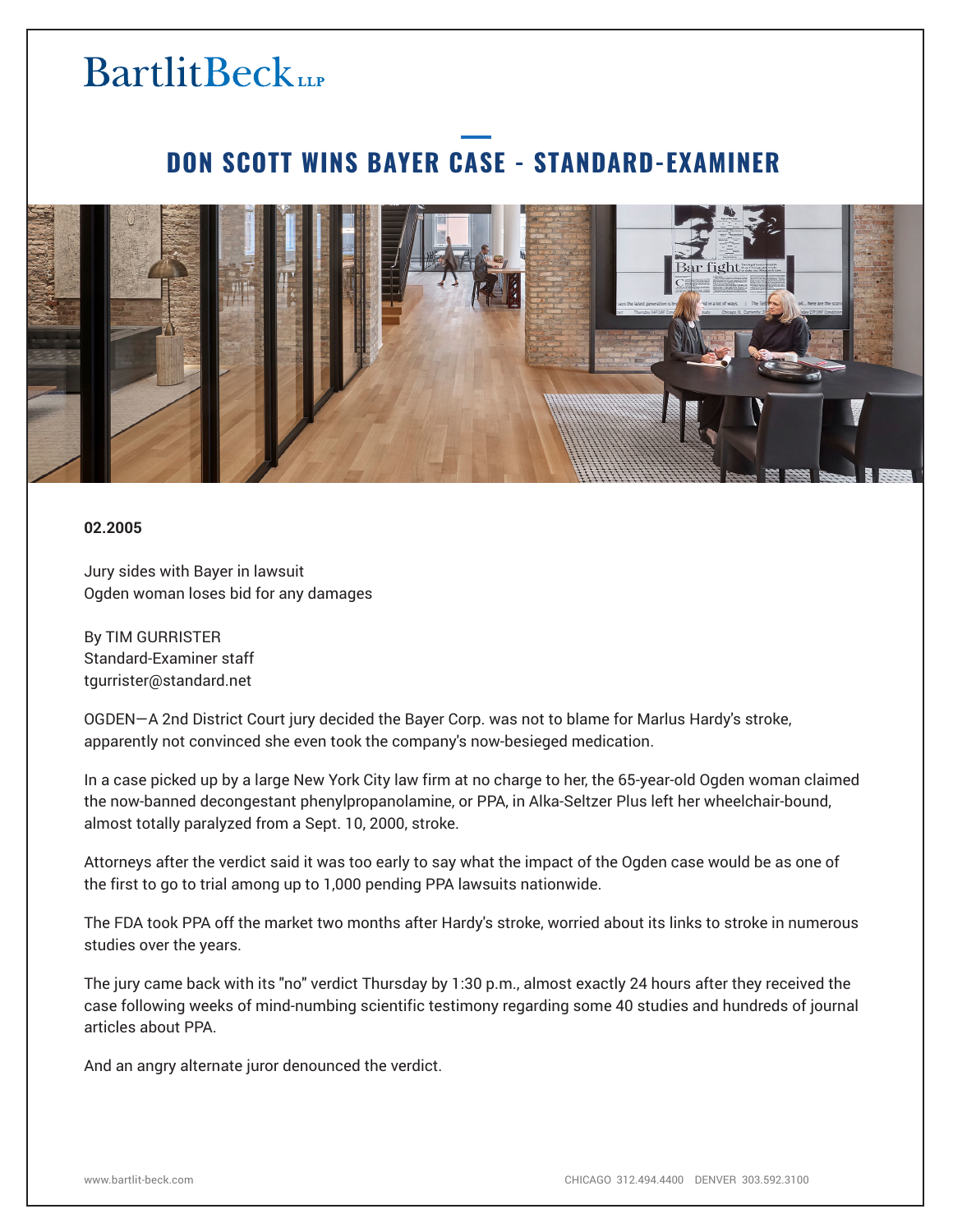BartlitBeck LLP

# DON SCOTT WINS BAYER CASE - STANDARD-EXAMINER

**02.2005**

Jury sides with Bayer in lawsuit
Ogden woman loses bid for any damages

By TIM GURRISTER
Standard-Examiner staff
tgurrister@standard.net

OGDEN—A 2nd District Court jury decided the Bayer Corp. was not to blame for Marlus Hardy's stroke, apparently not convinced she even took the company's now-besieged medication.

In a case picked up by a large New York City law firm at no charge to her, the 65-year-old Ogden woman claimed the now-banned decongestant phenylpropanolamine, or PPA, in Alka-Seltzer Plus left her wheelchair-bound, almost totally paralyzed from a Sept. 10, 2000, stroke.

Attorneys after the verdict said it was too early to say what the impact of the Ogden case would be as one of the first to go to trial among up to 1,000 pending PPA lawsuits nationwide.

The FDA took PPA off the market two months after Hardy's stroke, worried about its links to stroke in numerous studies over the years.

The jury came back with its "no" verdict Thursday by 1:30 p.m., almost exactly 24 hours after they received the case following weeks of mind-numbing scientific testimony regarding some 40 studies and hundreds of journal articles about PPA.

And an angry alternate juror denounced the verdict.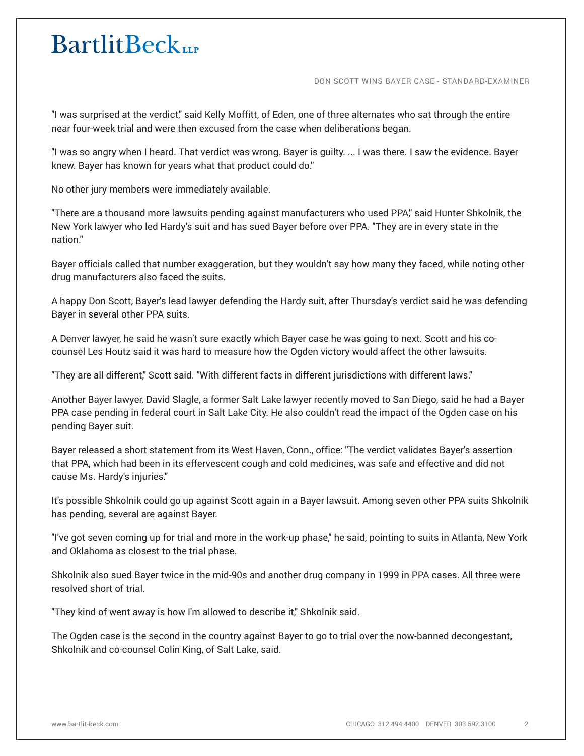"I was surprised at the verdict," said Kelly Moffitt, of Eden, one of three alternates who sat through the entire near four-week trial and were then excused from the case when deliberations began.

"I was so angry when I heard. That verdict was wrong. Bayer is guilty. ... I was there. I saw the evidence. Bayer knew. Bayer has known for years what that product could do."

No other jury members were immediately available.

"There are a thousand more lawsuits pending against manufacturers who used PPA," said Hunter Shkolnik, the New York lawyer who led Hardy's suit and has sued Bayer before over PPA. "They are in every state in the nation."

Bayer officials called that number exaggeration, but they wouldn't say how many they faced, while noting other drug manufacturers also faced the suits.

A happy Don Scott, Bayer's lead lawyer defending the Hardy suit, after Thursday's verdict said he was defending Bayer in several other PPA suits.

A Denver lawyer, he said he wasn't sure exactly which Bayer case he was going to next. Scott and his co-counsel Les Houtz said it was hard to measure how the Ogden victory would affect the other lawsuits.

"They are all different," Scott said. "With different facts in different jurisdictions with different laws."

Another Bayer lawyer, David Slagle, a former Salt Lake lawyer recently moved to San Diego, said he had a Bayer PPA case pending in federal court in Salt Lake City. He also couldn't read the impact of the Ogden case on his pending Bayer suit.

Bayer released a short statement from its West Haven, Conn., office: "The verdict validates Bayer's assertion that PPA, which had been in its effervescent cough and cold medicines, was safe and effective and did not cause Ms. Hardy's injuries."

It's possible Shkolnik could go up against Scott again in a Bayer lawsuit. Among seven other PPA suits Shkolnik has pending, several are against Bayer.

"I've got seven coming up for trial and more in the work-up phase," he said, pointing to suits in Atlanta, New York and Oklahoma as closest to the trial phase.

Shkolnik also sued Bayer twice in the mid-90s and another drug company in 1999 in PPA cases. All three were resolved short of trial.

"They kind of went away is how I'm allowed to describe it," Shkolnik said.

The Ogden case is the second in the country against Bayer to go to trial over the now-banned decongestant, Shkolnik and co-counsel Colin King, of Salt Lake, said.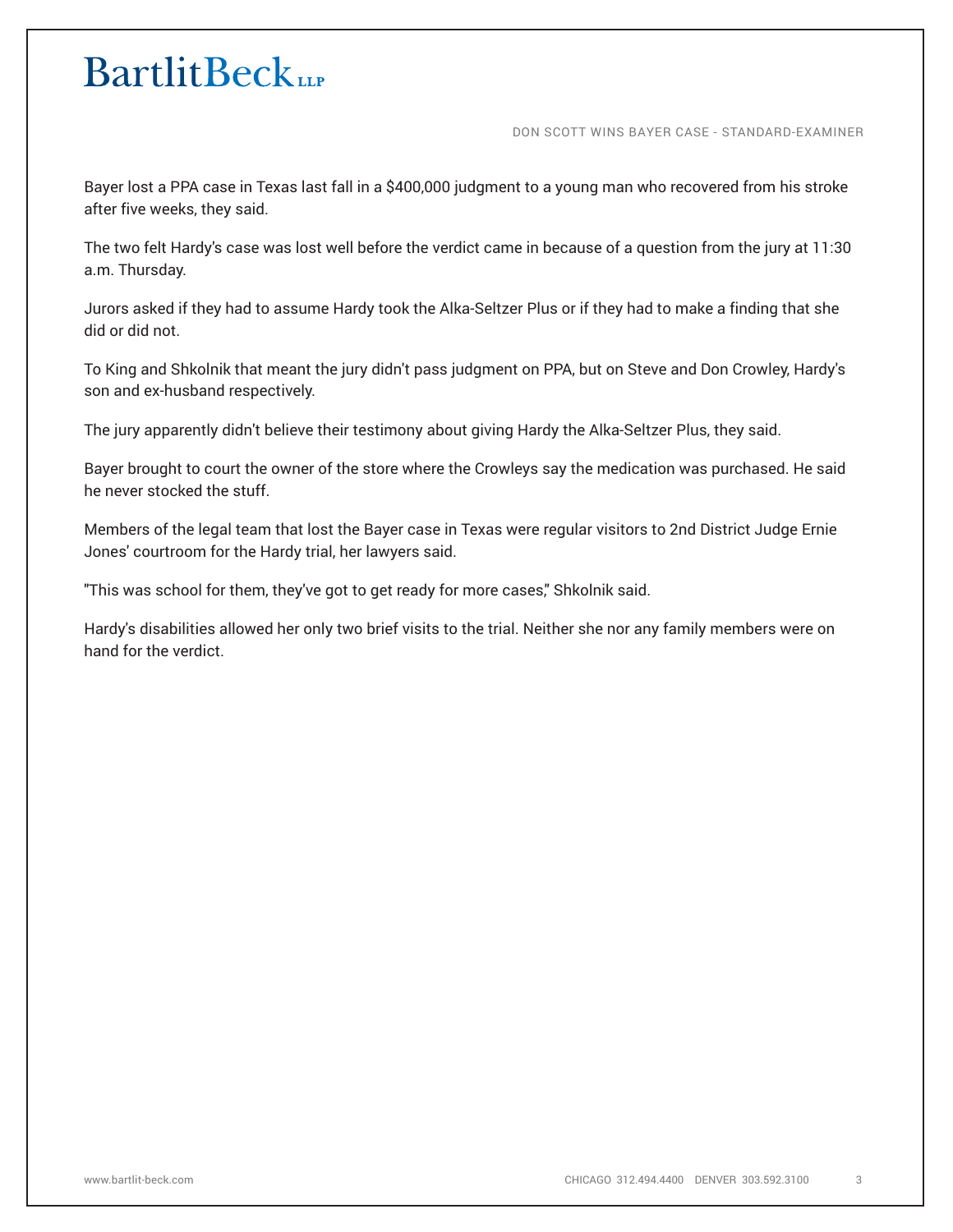Bayer lost a PPA case in Texas last fall in a $400,000 judgment to a young man who recovered from his stroke after five weeks, they said.

The two felt Hardy's case was lost well before the verdict came in because of a question from the jury at 11:30 a.m. Thursday.

Jurors asked if they had to assume Hardy took the Alka-Seltzer Plus or if they had to make a finding that she did or did not.

To King and Shkolnik that meant the jury didn't pass judgment on PPA, but on Steve and Don Crowley, Hardy's son and ex-husband respectively.

The jury apparently didn't believe their testimony about giving Hardy the Alka-Seltzer Plus, they said.

Bayer brought to court the owner of the store where the Crowleys say the medication was purchased. He said he never stocked the stuff.

Members of the legal team that lost the Bayer case in Texas were regular visitors to 2nd District Judge Ernie Jones' courtroom for the Hardy trial, her lawyers said.

"This was school for them, they've got to get ready for more cases," Shkolnik said.

Hardy's disabilities allowed her only two brief visits to the trial. Neither she nor any family members were on hand for the verdict.